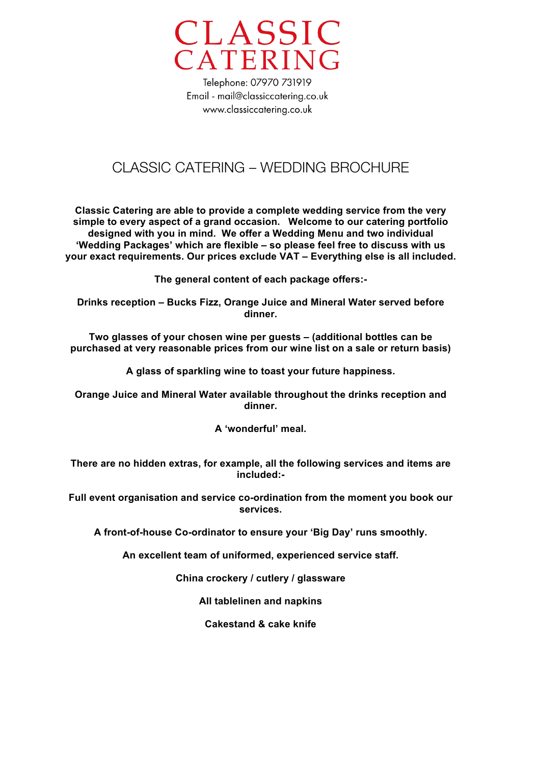# CLASSIC CATERING

Telephone: 07970 731919
Email - mail@classiccatering.co.uk
www.classiccatering.co.uk

## CLASSIC CATERING – WEDDING BROCHURE

**Classic Catering are able to provide a complete wedding service from the very simple to every aspect of a grand occasion. Welcome to our catering portfolio designed with you in mind. We offer a Wedding Menu and two individual 'Wedding Packages' which are flexible – so please feel free to discuss with us your exact requirements. Our prices exclude VAT – Everything else is all included.**

**The general content of each package offers:-**

**Drinks reception – Bucks Fizz, Orange Juice and Mineral Water served before dinner.**

**Two glasses of your chosen wine per guests – (additional bottles can be purchased at very reasonable prices from our wine list on a sale or return basis)**

**A glass of sparkling wine to toast your future happiness.**

**Orange Juice and Mineral Water available throughout the drinks reception and dinner.**

**A 'wonderful' meal.**

**There are no hidden extras, for example, all the following services and items are included:-**

**Full event organisation and service co-ordination from the moment you book our services.**

**A front-of-house Co-ordinator to ensure your 'Big Day' runs smoothly.**

**An excellent team of uniformed, experienced service staff.**

**China crockery / cutlery / glassware**

**All tablelinen and napkins**

**Cakestand & cake knife**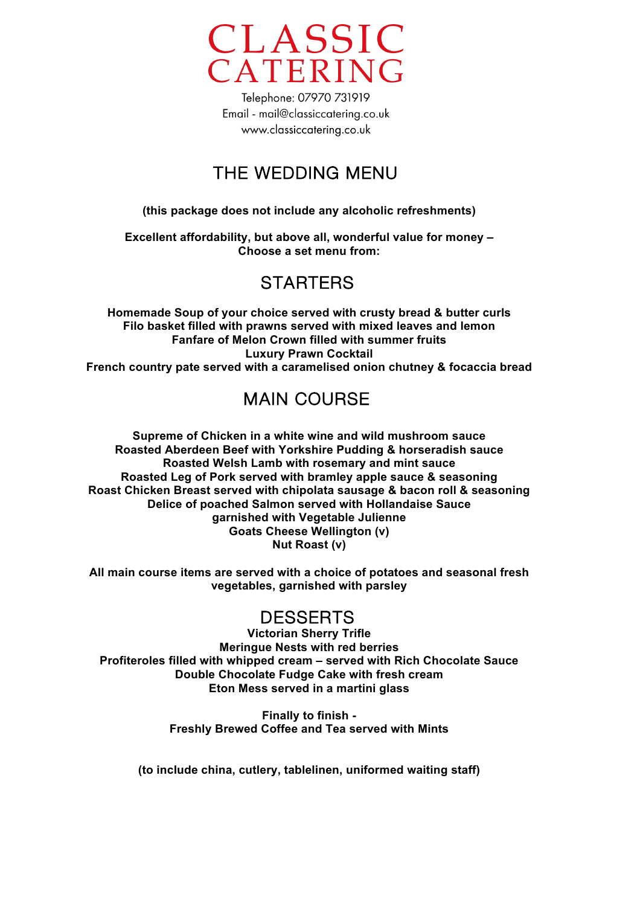# CLASSIC CATERING

Telephone: 07970 731919
Email - mail@classiccatering.co.uk
www.classiccatering.co.uk

## THE WEDDING MENU

**(this package does not include any alcoholic refreshments)**

**Excellent affordability, but above all, wonderful value for money –
Choose a set menu from:**

## STARTERS

**Homemade Soup of your choice served with crusty bread & butter curls**
**Filo basket filled with prawns served with mixed leaves and lemon**
**Fanfare of Melon Crown filled with summer fruits**
**Luxury Prawn Cocktail**
**French country pate served with a caramelised onion chutney & focaccia bread**

## MAIN COURSE

**Supreme of Chicken in a white wine and wild mushroom sauce**
**Roasted Aberdeen Beef with Yorkshire Pudding & horseradish sauce**
**Roasted Welsh Lamb with rosemary and mint sauce**
**Roasted Leg of Pork served with bramley apple sauce & seasoning**
**Roast Chicken Breast served with chipolata sausage & bacon roll & seasoning**
**Delice of poached Salmon served with Hollandaise Sauce garnished with Vegetable Julienne**
**Goats Cheese Wellington (v)**
**Nut Roast (v)**

**All main course items are served with a choice of potatoes and seasonal fresh vegetables, garnished with parsley**

## DESSERTS

**Victorian Sherry Trifle**
**Meringue Nests with red berries**
**Profiteroles filled with whipped cream – served with Rich Chocolate Sauce**
**Double Chocolate Fudge Cake with fresh cream**
**Eton Mess served in a martini glass**

**Finally to finish -**
**Freshly Brewed Coffee and Tea served with Mints**

**(to include china, cutlery, tablelinen, uniformed waiting staff)**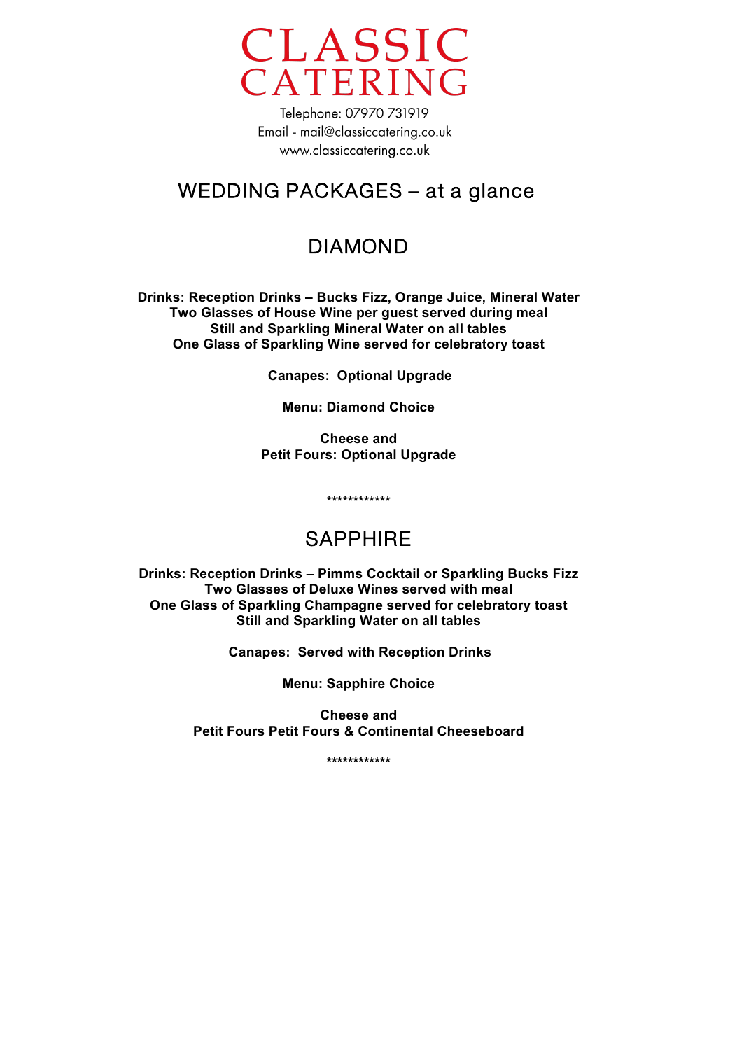# CLASSIC CATERING

Telephone: 07970 731919
Email - mail@classiccatering.co.uk
www.classiccatering.co.uk

## WEDDING PACKAGES – at a glance

## DIAMOND

**Drinks: Reception Drinks – Bucks Fizz, Orange Juice, Mineral Water**
**Two Glasses of House Wine per guest served during meal**
**Still and Sparkling Mineral Water on all tables**
**One Glass of Sparkling Wine served for celebratory toast**

**Canapes: Optional Upgrade**

**Menu: Diamond Choice**

**Cheese and**
**Petit Fours: Optional Upgrade**

************

## SAPPHIRE

**Drinks: Reception Drinks – Pimms Cocktail or Sparkling Bucks Fizz**
**Two Glasses of Deluxe Wines served with meal**
**One Glass of Sparkling Champagne served for celebratory toast**
**Still and Sparkling Water on all tables**

**Canapes: Served with Reception Drinks**

**Menu: Sapphire Choice**

**Cheese and**
**Petit Fours Petit Fours & Continental Cheeseboard**

************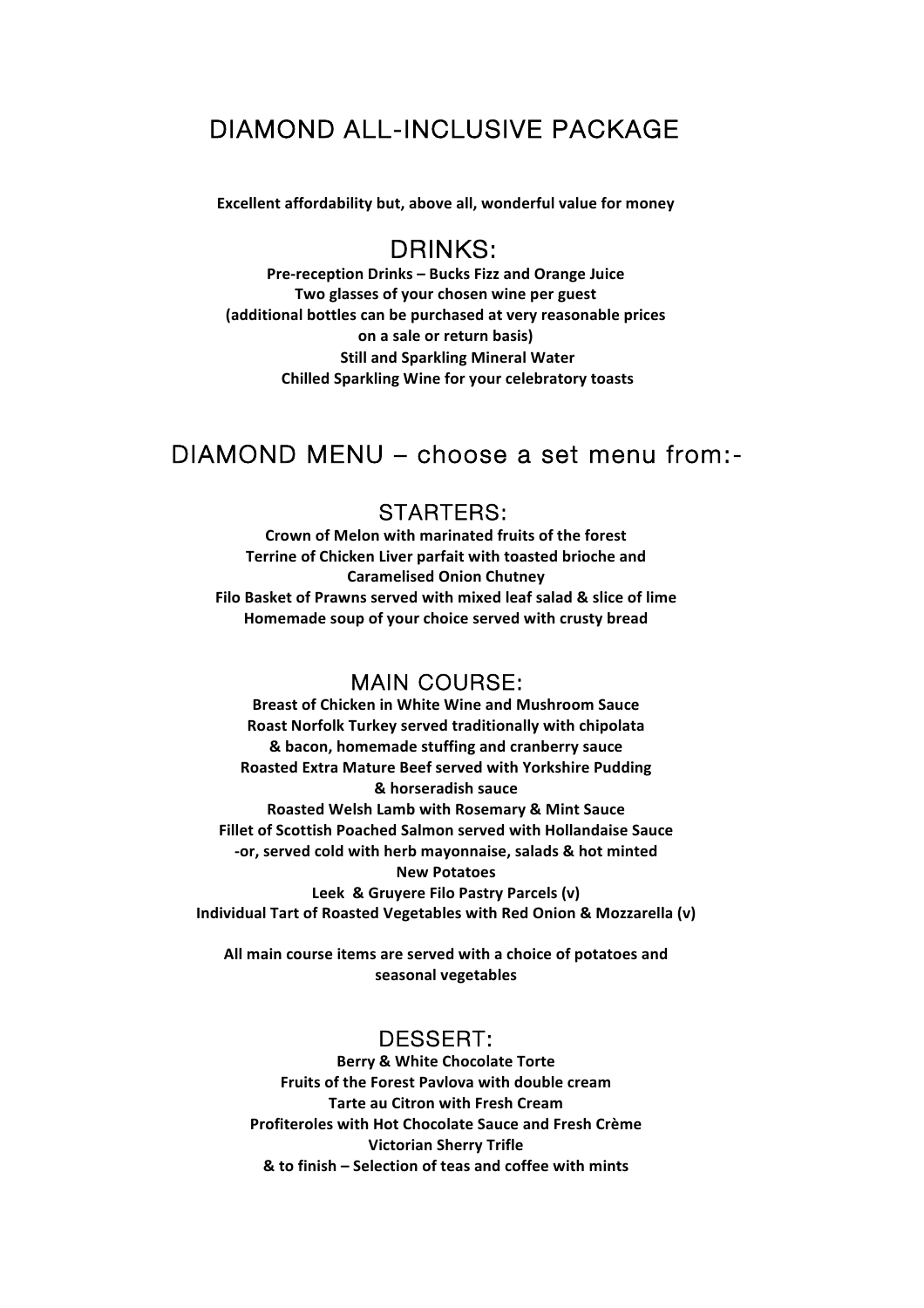# DIAMOND ALL-INCLUSIVE PACKAGE

**Excellent affordability but, above all, wonderful value for money**

## DRINKS:

**Pre-reception Drinks – Bucks Fizz and Orange Juice**
**Two glasses of your chosen wine per guest**
**(additional bottles can be purchased at very reasonable prices on a sale or return basis)**
**Still and Sparkling Mineral Water**
**Chilled Sparkling Wine for your celebratory toasts**

## DIAMOND MENU – choose a set menu from:-

### STARTERS:

**Crown of Melon with marinated fruits of the forest**
**Terrine of Chicken Liver parfait with toasted brioche and Caramelised Onion Chutney**
**Filo Basket of Prawns served with mixed leaf salad & slice of lime**
**Homemade soup of your choice served with crusty bread**

### MAIN COURSE:

**Breast of Chicken in White Wine and Mushroom Sauce**
**Roast Norfolk Turkey served traditionally with chipolata & bacon, homemade stuffing and cranberry sauce**
**Roasted Extra Mature Beef served with Yorkshire Pudding & horseradish sauce**
**Roasted Welsh Lamb with Rosemary & Mint Sauce**
**Fillet of Scottish Poached Salmon served with Hollandaise Sauce -or, served cold with herb mayonnaise, salads & hot minted New Potatoes**
**Leek & Gruyere Filo Pastry Parcels (v)**
**Individual Tart of Roasted Vegetables with Red Onion & Mozzarella (v)**

**All main course items are served with a choice of potatoes and seasonal vegetables**

### DESSERT:

**Berry & White Chocolate Torte**
**Fruits of the Forest Pavlova with double cream**
**Tarte au Citron with Fresh Cream**
**Profiteroles with Hot Chocolate Sauce and Fresh Crème**
**Victorian Sherry Trifle**
**& to finish – Selection of teas and coffee with mints**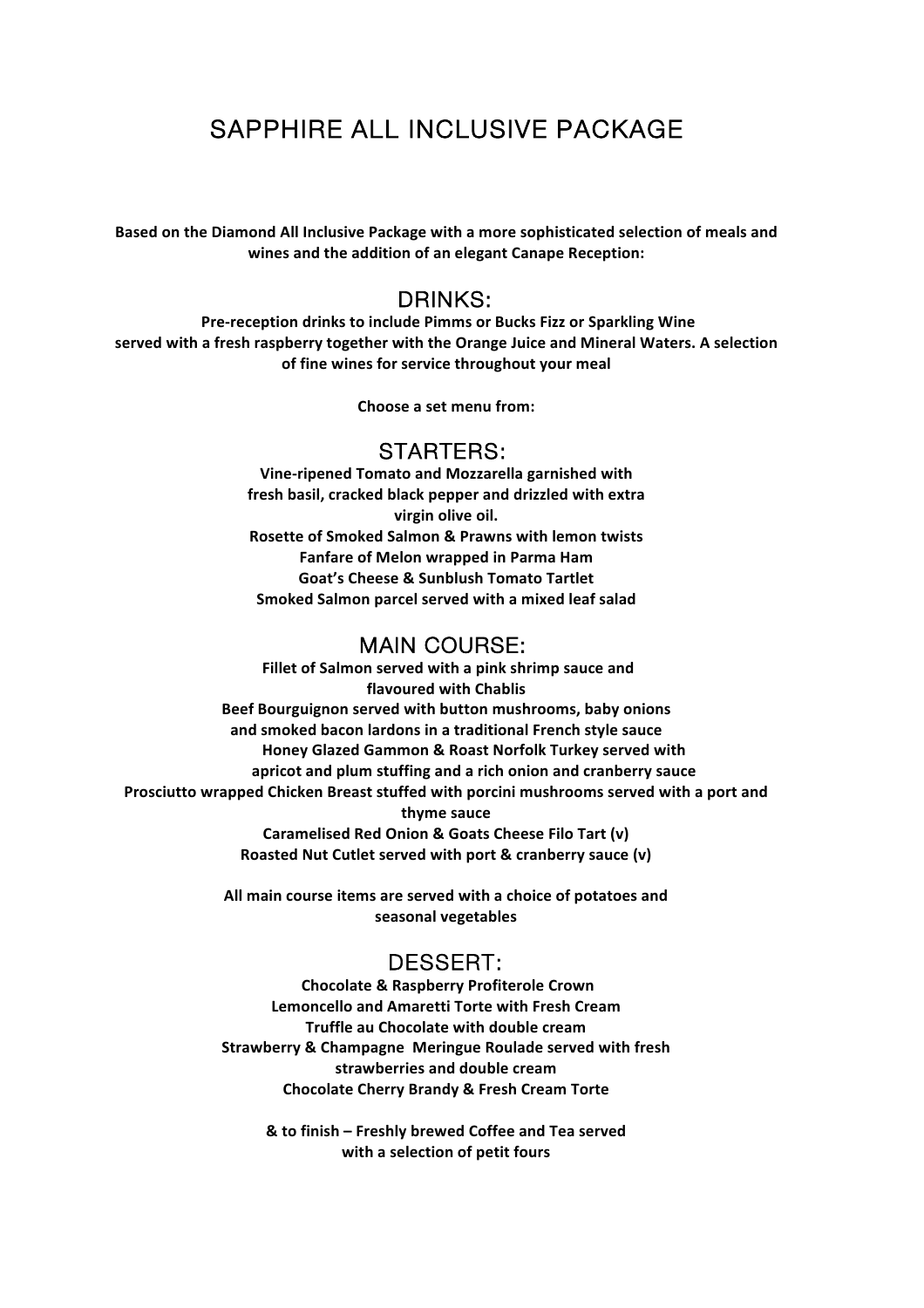# SAPPHIRE ALL INCLUSIVE PACKAGE

**Based on the Diamond All Inclusive Package with a more sophisticated selection of meals and wines and the addition of an elegant Canape Reception:**

## DRINKS:

**Pre-reception drinks to include Pimms or Bucks Fizz or Sparkling Wine served with a fresh raspberry together with the Orange Juice and Mineral Waters. A selection of fine wines for service throughout your meal**

**Choose a set menu from:**

## STARTERS:

**Vine-ripened Tomato and Mozzarella garnished with fresh basil, cracked black pepper and drizzled with extra virgin olive oil.**
**Rosette of Smoked Salmon & Prawns with lemon twists**
**Fanfare of Melon wrapped in Parma Ham**
**Goat's Cheese & Sunblush Tomato Tartlet**
**Smoked Salmon parcel served with a mixed leaf salad**

## MAIN COURSE:

**Fillet of Salmon served with a pink shrimp sauce and flavoured with Chablis**
**Beef Bourguignon served with button mushrooms, baby onions and smoked bacon lardons in a traditional French style sauce**
**Honey Glazed Gammon & Roast Norfolk Turkey served with apricot and plum stuffing and a rich onion and cranberry sauce**
**Prosciutto wrapped Chicken Breast stuffed with porcini mushrooms served with a port and thyme sauce**
**Caramelised Red Onion & Goats Cheese Filo Tart (v)**
**Roasted Nut Cutlet served with port & cranberry sauce (v)**

**All main course items are served with a choice of potatoes and seasonal vegetables**

## DESSERT:

**Chocolate & Raspberry Profiterole Crown**
**Lemoncello and Amaretti Torte with Fresh Cream**
**Truffle au Chocolate with double cream**
**Strawberry & Champagne Meringue Roulade served with fresh strawberries and double cream**
**Chocolate Cherry Brandy & Fresh Cream Torte**

**& to finish – Freshly brewed Coffee and Tea served with a selection of petit fours**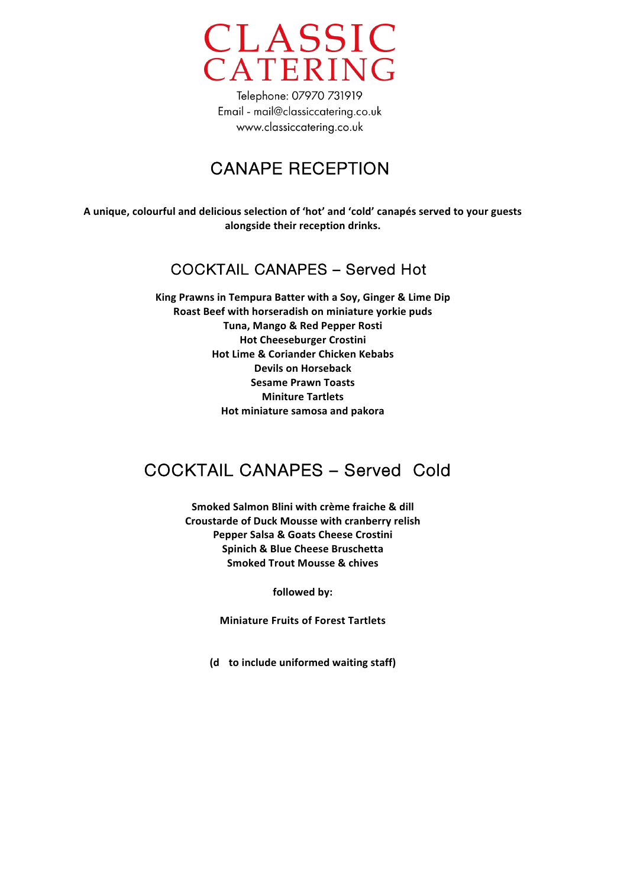# CLASSIC CATERING

Telephone: 07970 731919
Email - mail@classiccatering.co.uk
www.classiccatering.co.uk

## CANAPE RECEPTION

**A unique, colourful and delicious selection of 'hot' and 'cold' canapés served to your guests alongside their reception drinks.**

### COCKTAIL CANAPES – Served Hot

**King Prawns in Tempura Batter with a Soy, Ginger & Lime Dip**
**Roast Beef with horseradish on miniature yorkie puds**
**Tuna, Mango & Red Pepper Rosti**
**Hot Cheeseburger Crostini**
**Hot Lime & Coriander Chicken Kebabs**
**Devils on Horseback**
**Sesame Prawn Toasts**
**Miniture Tartlets**
**Hot miniature samosa and pakora**

### COCKTAIL CANAPES – Served Cold

**Smoked Salmon Blini with crème fraiche & dill**
**Croustarde of Duck Mousse with cranberry relish**
**Pepper Salsa & Goats Cheese Crostini**
**Spinich & Blue Cheese Bruschetta**
**Smoked Trout Mousse & chives**

**followed by:**

**Miniature Fruits of Forest Tartlets**

**(d to include uniformed waiting staff)**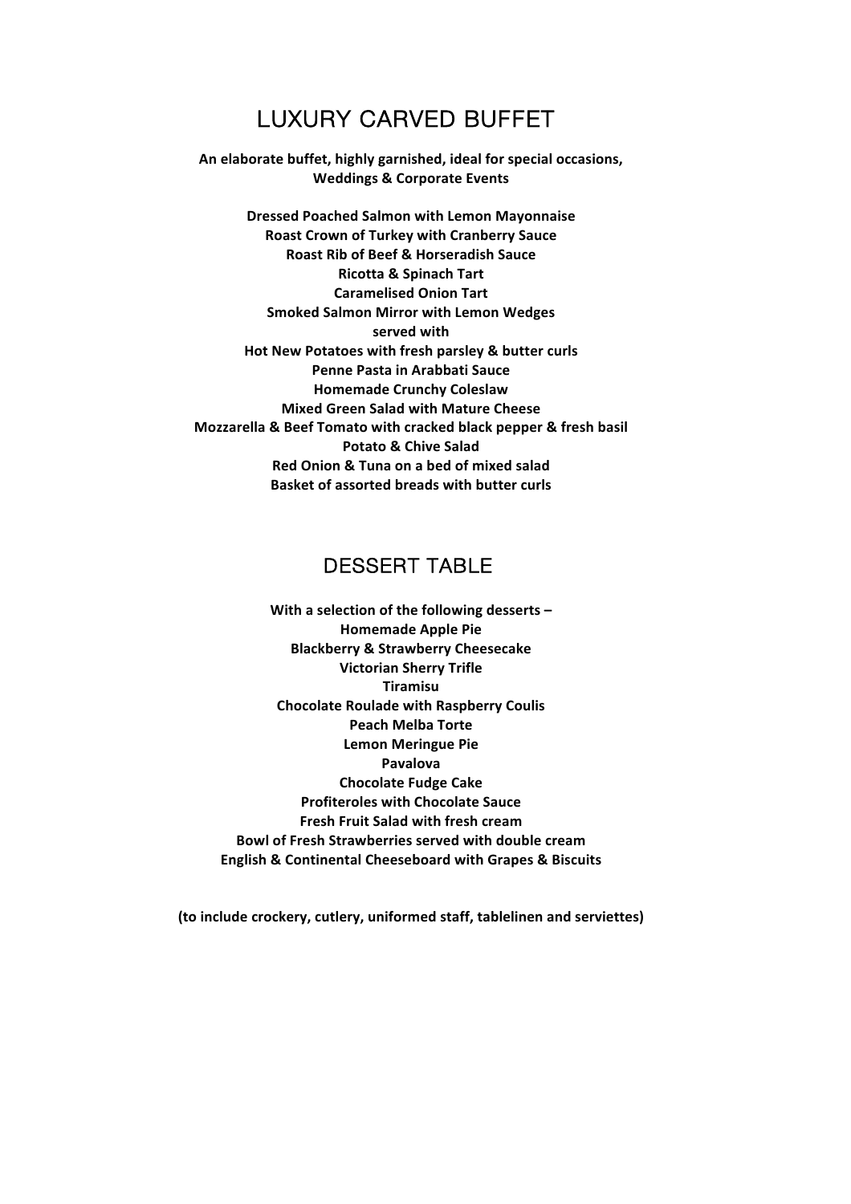# LUXURY CARVED BUFFET

**An elaborate buffet, highly garnished, ideal for special occasions, Weddings & Corporate Events**

**Dressed Poached Salmon with Lemon Mayonnaise**
**Roast Crown of Turkey with Cranberry Sauce**
**Roast Rib of Beef & Horseradish Sauce**
**Ricotta & Spinach Tart**
**Caramelised Onion Tart**
**Smoked Salmon Mirror with Lemon Wedges**
**served with**
**Hot New Potatoes with fresh parsley & butter curls**
**Penne Pasta in Arabbati Sauce**
**Homemade Crunchy Coleslaw**
**Mixed Green Salad with Mature Cheese**
**Mozzarella & Beef Tomato with cracked black pepper & fresh basil**
**Potato & Chive Salad**
**Red Onion & Tuna on a bed of mixed salad**
**Basket of assorted breads with butter curls**

# DESSERT TABLE

**With a selection of the following desserts –**
**Homemade Apple Pie**
**Blackberry & Strawberry Cheesecake**
**Victorian Sherry Trifle**
**Tiramisu**
**Chocolate Roulade with Raspberry Coulis**
**Peach Melba Torte**
**Lemon Meringue Pie**
**Pavalova**
**Chocolate Fudge Cake**
**Profiteroles with Chocolate Sauce**
**Fresh Fruit Salad with fresh cream**
**Bowl of Fresh Strawberries served with double cream**
**English & Continental Cheeseboard with Grapes & Biscuits**

**(to include crockery, cutlery, uniformed staff, tablelinen and serviettes)**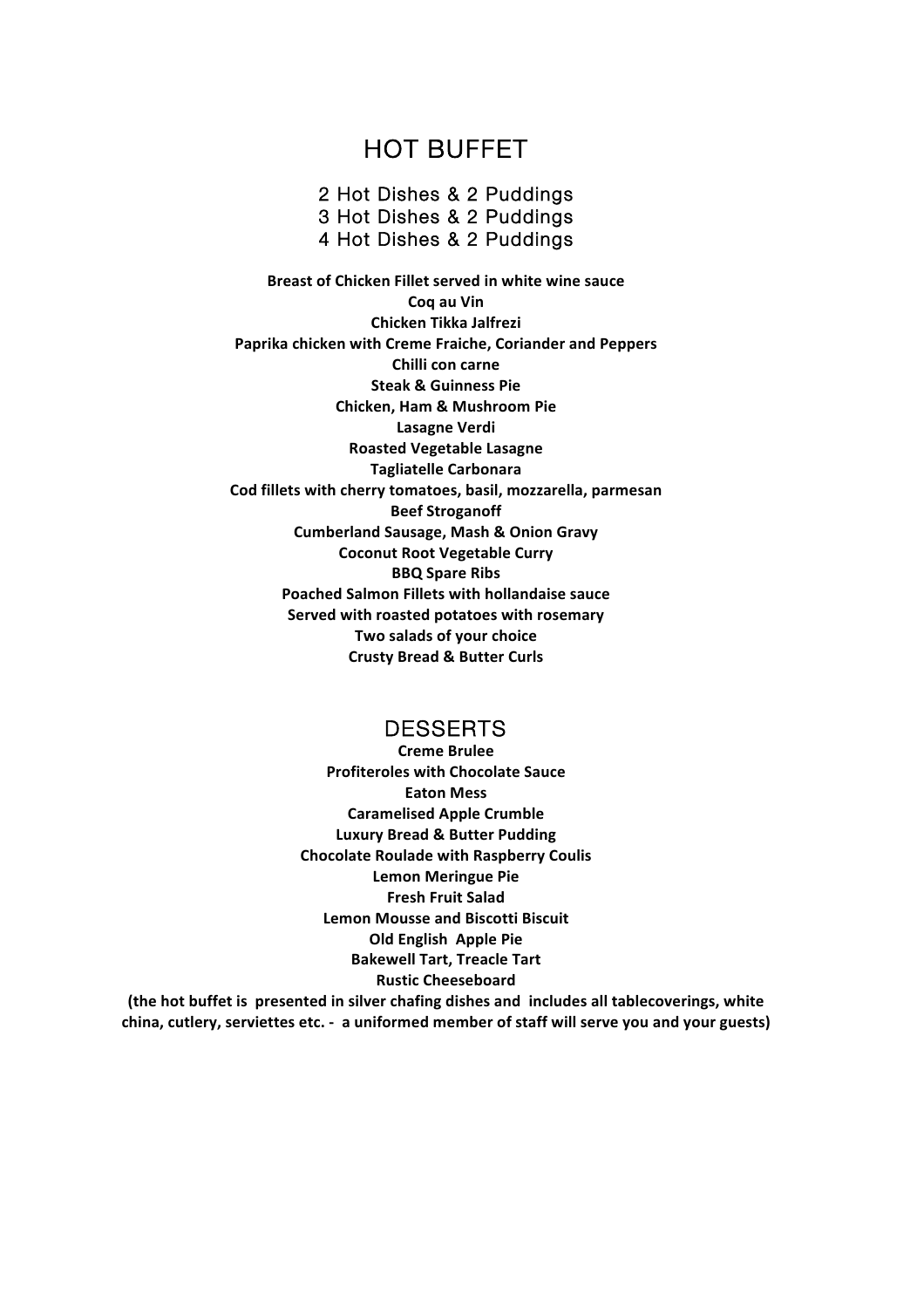# HOT BUFFET

2 Hot Dishes & 2 Puddings
3 Hot Dishes & 2 Puddings
4 Hot Dishes & 2 Puddings

**Breast of Chicken Fillet served in white wine sauce**
**Coq au Vin**
**Chicken Tikka Jalfrezi**
**Paprika chicken with Creme Fraiche, Coriander and Peppers**
**Chilli con carne**
**Steak & Guinness Pie**
**Chicken, Ham & Mushroom Pie**
**Lasagne Verdi**
**Roasted Vegetable Lasagne**
**Tagliatelle Carbonara**
**Cod fillets with cherry tomatoes, basil, mozzarella, parmesan**
**Beef Stroganoff**
**Cumberland Sausage, Mash & Onion Gravy**
**Coconut Root Vegetable Curry**
**BBQ Spare Ribs**
**Poached Salmon Fillets with hollandaise sauce**
**Served with roasted potatoes with rosemary**
**Two salads of your choice**
**Crusty Bread & Butter Curls**

## DESSERTS

**Creme Brulee**
**Profiteroles with Chocolate Sauce**
**Eaton Mess**
**Caramelised Apple Crumble**
**Luxury Bread & Butter Pudding**
**Chocolate Roulade with Raspberry Coulis**
**Lemon Meringue Pie**
**Fresh Fruit Salad**
**Lemon Mousse and Biscotti Biscuit**
**Old English Apple Pie**
**Bakewell Tart, Treacle Tart**
**Rustic Cheeseboard**

**(the hot buffet is presented in silver chafing dishes and includes all tablecoverings, white china, cutlery, serviettes etc. - a uniformed member of staff will serve you and your guests)**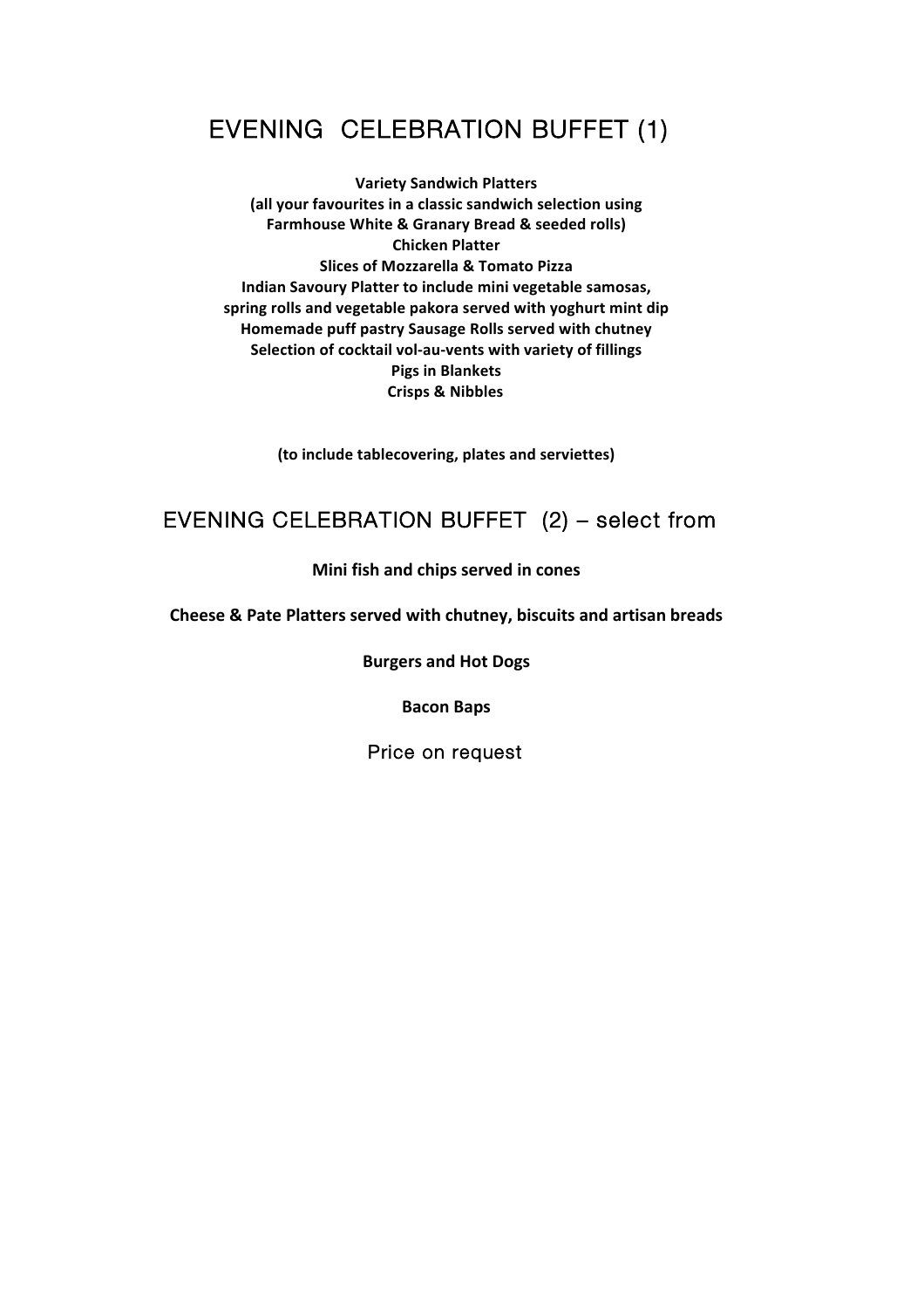# EVENING CELEBRATION BUFFET (1)

**Variety Sandwich Platters**
**(all your favourites in a classic sandwich selection using Farmhouse White & Granary Bread & seeded rolls)**
**Chicken Platter**
**Slices of Mozzarella & Tomato Pizza**
**Indian Savoury Platter to include mini vegetable samosas, spring rolls and vegetable pakora served with yoghurt mint dip**
**Homemade puff pastry Sausage Rolls served with chutney**
**Selection of cocktail vol-au-vents with variety of fillings**
**Pigs in Blankets**
**Crisps & Nibbles**

**(to include tablecovering, plates and serviettes)**

# EVENING CELEBRATION BUFFET (2) – select from

**Mini fish and chips served in cones**

**Cheese & Pate Platters served with chutney, biscuits and artisan breads**

**Burgers and Hot Dogs**

**Bacon Baps**

Price on request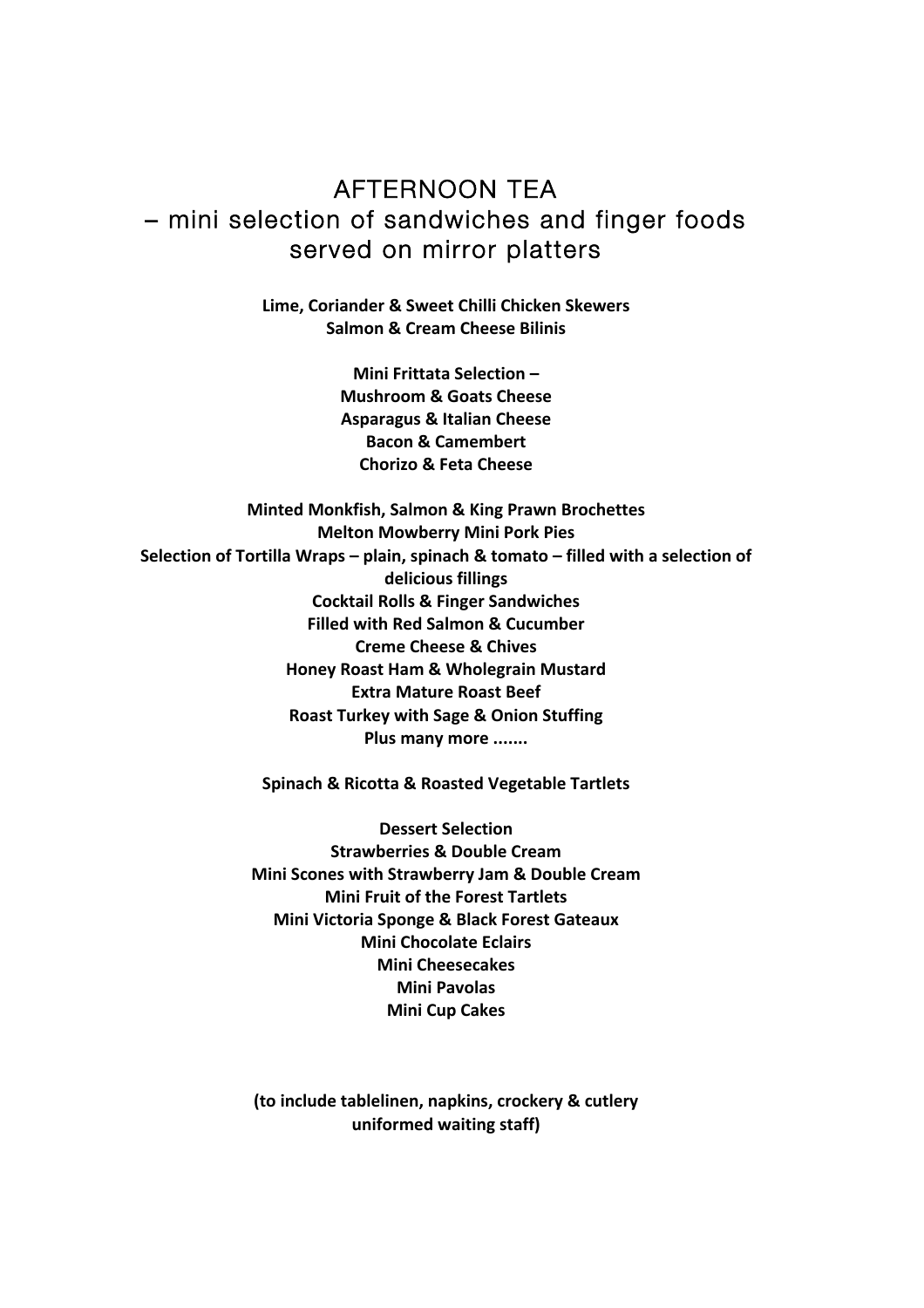# AFTERNOON TEA
## – mini selection of sandwiches and finger foods served on mirror platters

**Lime, Coriander & Sweet Chilli Chicken Skewers**
**Salmon & Cream Cheese Bilinis**

**Mini Frittata Selection –**
**Mushroom & Goats Cheese**
**Asparagus & Italian Cheese**
**Bacon & Camembert**
**Chorizo & Feta Cheese**

**Minted Monkfish, Salmon & King Prawn Brochettes**
**Melton Mowberry Mini Pork Pies**
**Selection of Tortilla Wraps – plain, spinach & tomato – filled with a selection of delicious fillings**
**Cocktail Rolls & Finger Sandwiches**
**Filled with Red Salmon & Cucumber**
**Creme Cheese & Chives**
**Honey Roast Ham & Wholegrain Mustard**
**Extra Mature Roast Beef**
**Roast Turkey with Sage & Onion Stuffing**
**Plus many more .......**

**Spinach & Ricotta & Roasted Vegetable Tartlets**

**Dessert Selection**
**Strawberries & Double Cream**
**Mini Scones with Strawberry Jam & Double Cream**
**Mini Fruit of the Forest Tartlets**
**Mini Victoria Sponge & Black Forest Gateaux**
**Mini Chocolate Eclairs**
**Mini Cheesecakes**
**Mini Pavolas**
**Mini Cup Cakes**

**(to include tablelinen, napkins, crockery & cutlery uniformed waiting staff)**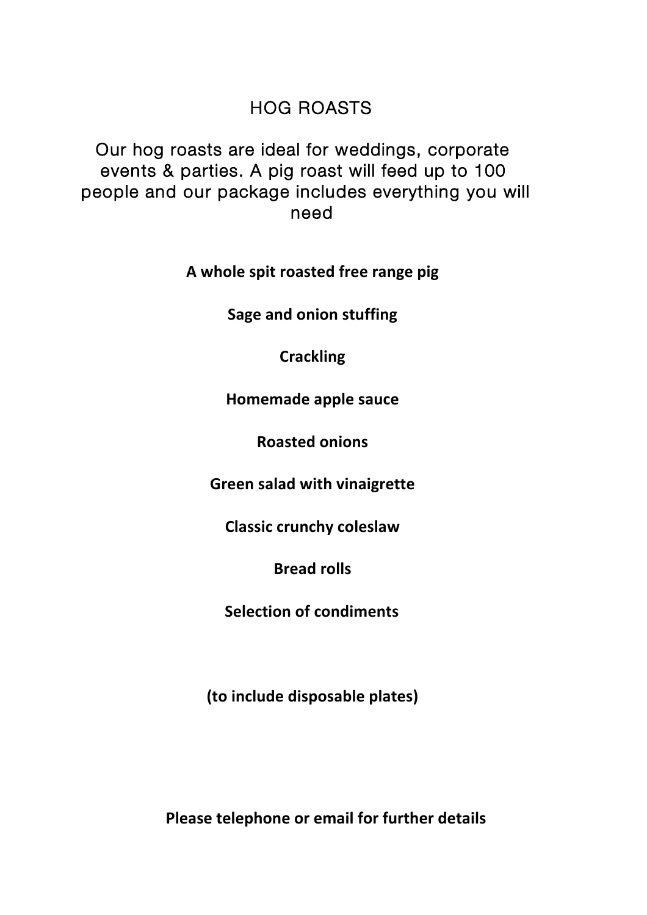# HOG ROASTS

Our hog roasts are ideal for weddings, corporate events & parties. A pig roast will feed up to 100 people and our package includes everything you will need

**A whole spit roasted free range pig**

**Sage and onion stuffing**

**Crackling**

**Homemade apple sauce**

**Roasted onions**

**Green salad with vinaigrette**

**Classic crunchy coleslaw**

**Bread rolls**

**Selection of condiments**

**(to include disposable plates)**

**Please telephone or email for further details**